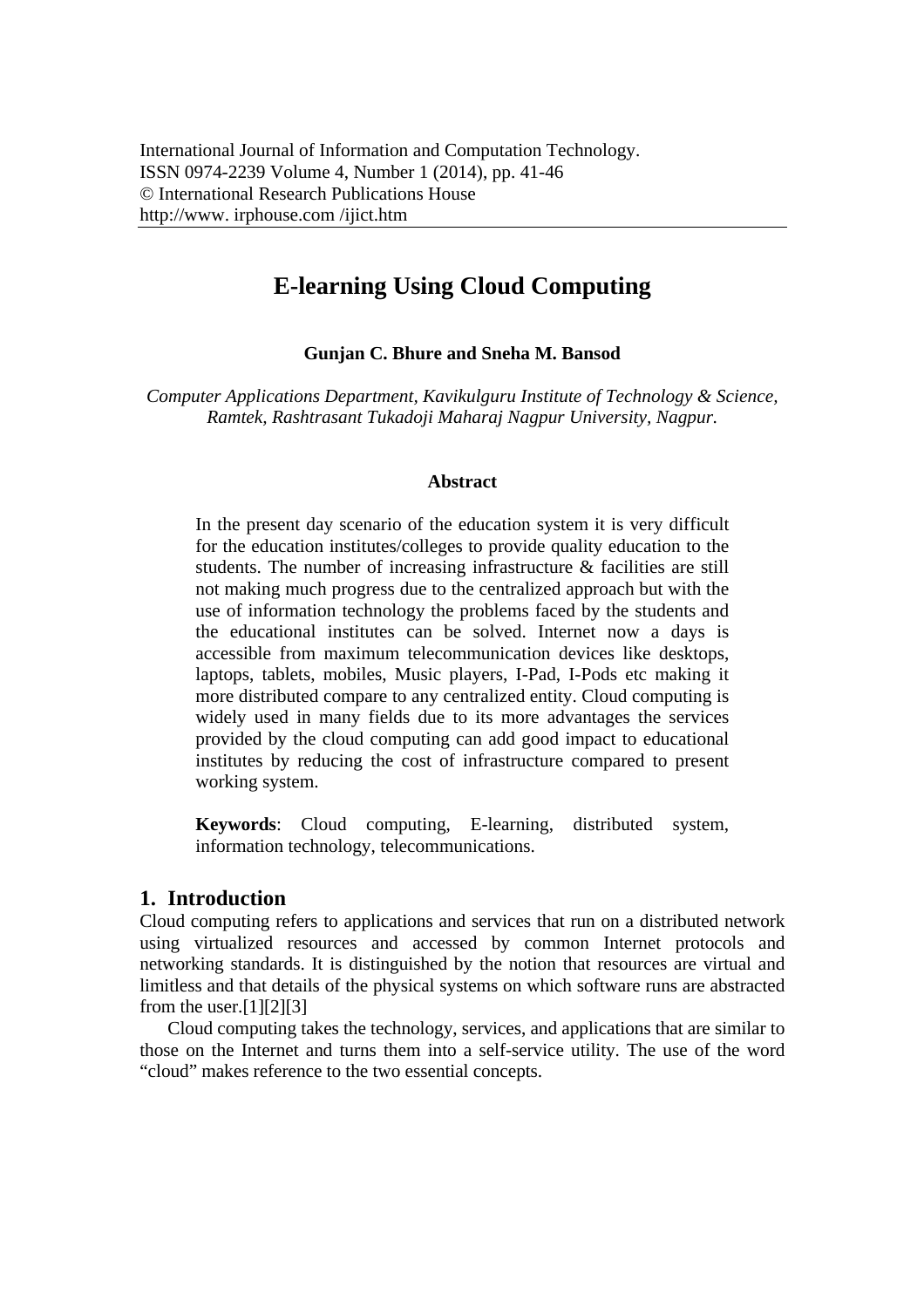# E-learning Using Cloud Computing

**Gunjan C. Bhure and Sneha M. Bansod**

*Computer Applications Department, Kavikulguru Institute of Technology & Science, Ramtek, Rashtrasant Tukadoji Maharaj Nagpur University, Nagpur.*

### Abstract

In the present day scenario of the education system it is very difficult for the education institutes/colleges to provide quality education to the students. The number of increasing infrastructure & facilities are still not making much progress due to the centralized approach but with the use of information technology the problems faced by the students and the educational institutes can be solved. Internet now a days is accessible from maximum telecommunication devices like desktops, laptops, tablets, mobiles, Music players, I-Pad, I-Pods etc making it more distributed compare to any centralized entity. Cloud computing is widely used in many fields due to its more advantages the services provided by the cloud computing can add good impact to educational institutes by reducing the cost of infrastructure compared to present working system.

**Keywords**: Cloud computing, E-learning, distributed system, information technology, telecommunications.

## 1. Introduction

Cloud computing refers to applications and services that run on a distributed network using virtualized resources and accessed by common Internet protocols and networking standards. It is distinguished by the notion that resources are virtual and limitless and that details of the physical systems on which software runs are abstracted from the user.[1][2][3]

Cloud computing takes the technology, services, and applications that are similar to those on the Internet and turns them into a self-service utility. The use of the word "cloud" makes reference to the two essential concepts.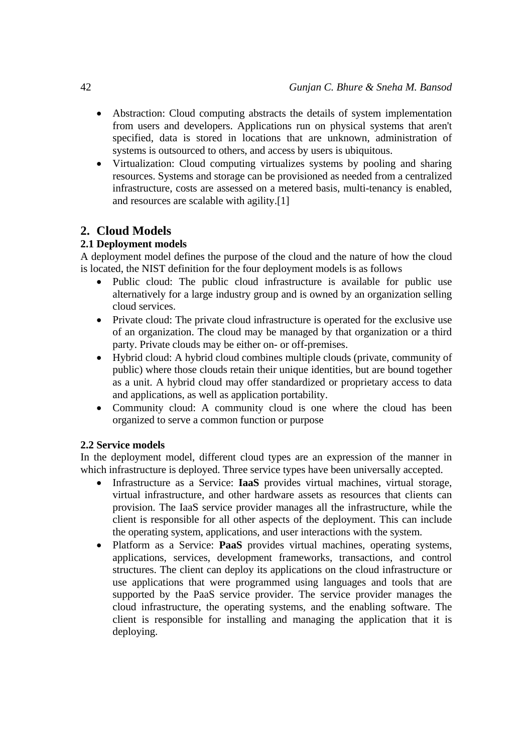- Abstraction: Cloud computing abstracts the details of system implementation from users and developers. Applications run on physical systems that aren't specified, data is stored in locations that are unknown, administration of systems is outsourced to others, and access by users is ubiquitous.
- Virtualization: Cloud computing virtualizes systems by pooling and sharing resources. Systems and storage can be provisioned as needed from a centralized infrastructure, costs are assessed on a metered basis, multi-tenancy is enabled, and resources are scalable with agility.[1]

## 2. Cloud Models

### 2.1 Deployment models

A deployment model defines the purpose of the cloud and the nature of how the cloud is located, the NIST definition for the four deployment models is as follows

- Public cloud: The public cloud infrastructure is available for public use alternatively for a large industry group and is owned by an organization selling cloud services.
- Private cloud: The private cloud infrastructure is operated for the exclusive use of an organization. The cloud may be managed by that organization or a third party. Private clouds may be either on- or off-premises.
- Hybrid cloud: A hybrid cloud combines multiple clouds (private, community of public) where those clouds retain their unique identities, but are bound together as a unit. A hybrid cloud may offer standardized or proprietary access to data and applications, as well as application portability.
- Community cloud: A community cloud is one where the cloud has been organized to serve a common function or purpose

### 2.2 Service models

In the deployment model, different cloud types are an expression of the manner in which infrastructure is deployed. Three service types have been universally accepted.

- Infrastructure as a Service: **IaaS** provides virtual machines, virtual storage, virtual infrastructure, and other hardware assets as resources that clients can provision. The IaaS service provider manages all the infrastructure, while the client is responsible for all other aspects of the deployment. This can include the operating system, applications, and user interactions with the system.
- Platform as a Service: **PaaS** provides virtual machines, operating systems, applications, services, development frameworks, transactions, and control structures. The client can deploy its applications on the cloud infrastructure or use applications that were programmed using languages and tools that are supported by the PaaS service provider. The service provider manages the cloud infrastructure, the operating systems, and the enabling software. The client is responsible for installing and managing the application that it is deploying.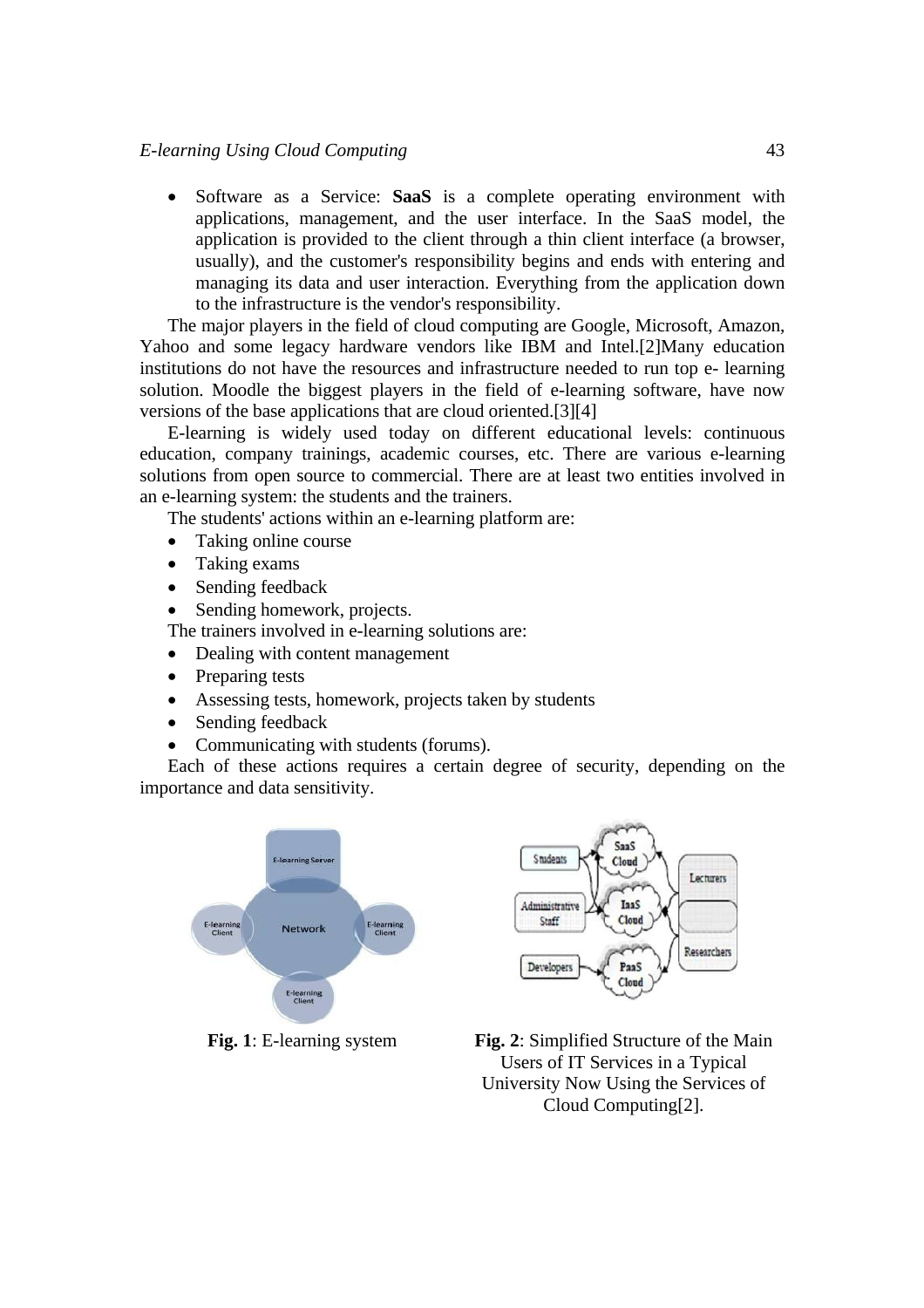- Software as a Service: **SaaS** is a complete operating environment with applications, management, and the user interface. In the SaaS model, the application is provided to the client through a thin client interface (a browser, usually), and the customer's responsibility begins and ends with entering and managing its data and user interaction. Everything from the application down to the infrastructure is the vendor's responsibility.

The major players in the field of cloud computing are Google, Microsoft, Amazon, Yahoo and some legacy hardware vendors like IBM and Intel.[2]Many education institutions do not have the resources and infrastructure needed to run top e- learning solution. Moodle the biggest players in the field of e-learning software, have now versions of the base applications that are cloud oriented.[3][4]

E-learning is widely used today on different educational levels: continuous education, company trainings, academic courses, etc. There are various e-learning solutions from open source to commercial. There are at least two entities involved in an e-learning system: the students and the trainers.

The students' actions within an e-learning platform are:

- Taking online course
- Taking exams
- Sending feedback
- Sending homework, projects.

The trainers involved in e-learning solutions are:

- Dealing with content management
- Preparing tests
- Assessing tests, homework, projects taken by students
- Sending feedback
- Communicating with students (forums).

Each of these actions requires a certain degree of security, depending on the importance and data sensitivity.

**Fig. 1**: E-learning system

**Fig. 2**: Simplified Structure of the Main Users of IT Services in a Typical University Now Using the Services of Cloud Computing[2].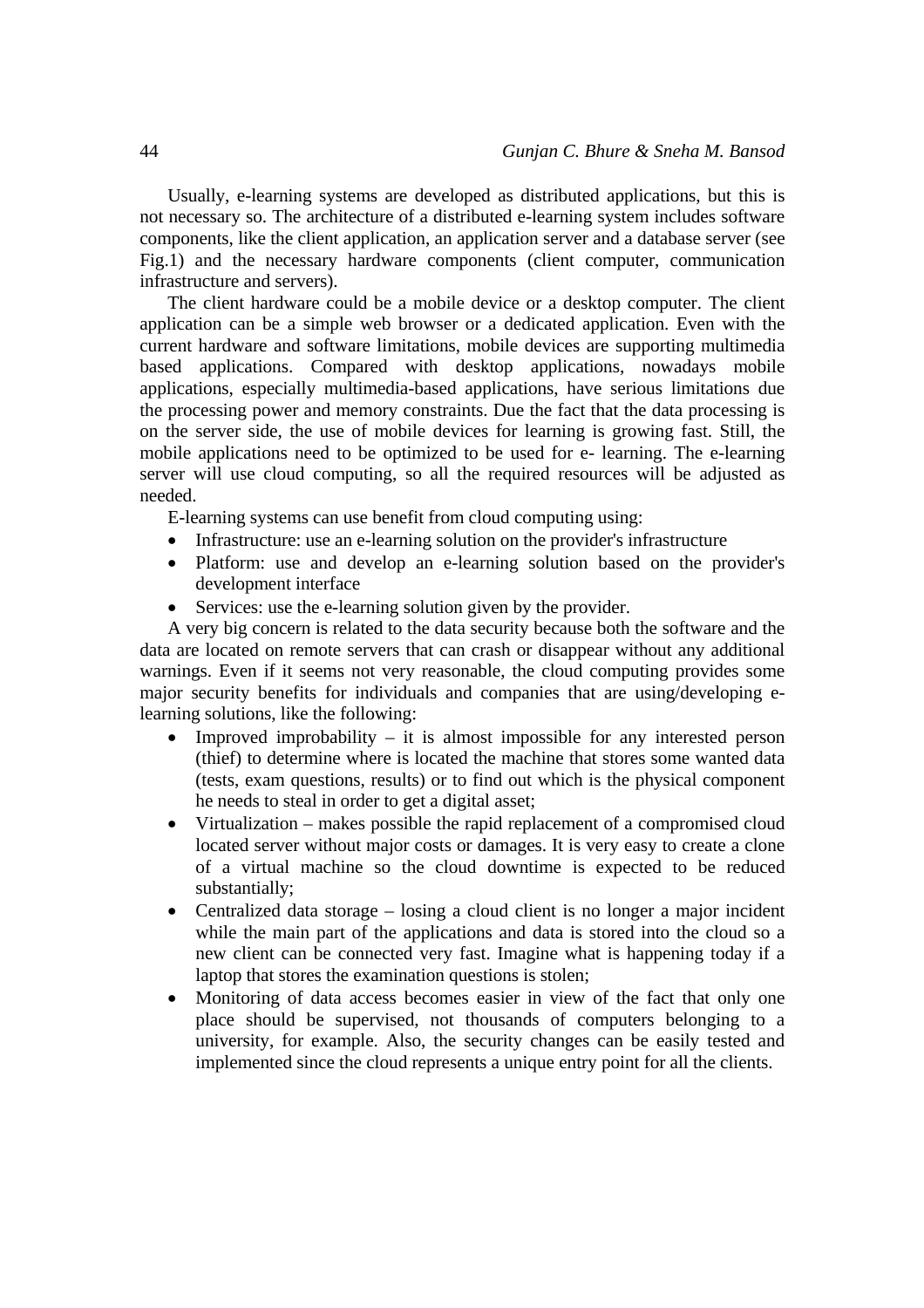Usually, e-learning systems are developed as distributed applications, but this is not necessary so. The architecture of a distributed e-learning system includes software components, like the client application, an application server and a database server (see Fig.1) and the necessary hardware components (client computer, communication infrastructure and servers).

The client hardware could be a mobile device or a desktop computer. The client application can be a simple web browser or a dedicated application. Even with the current hardware and software limitations, mobile devices are supporting multimedia based applications. Compared with desktop applications, nowadays mobile applications, especially multimedia-based applications, have serious limitations due the processing power and memory constraints. Due the fact that the data processing is on the server side, the use of mobile devices for learning is growing fast. Still, the mobile applications need to be optimized to be used for e- learning. The e-learning server will use cloud computing, so all the required resources will be adjusted as needed.

E-learning systems can use benefit from cloud computing using:

- Infrastructure: use an e-learning solution on the provider's infrastructure
- Platform: use and develop an e-learning solution based on the provider's development interface
- Services: use the e-learning solution given by the provider.

A very big concern is related to the data security because both the software and the data are located on remote servers that can crash or disappear without any additional warnings. Even if it seems not very reasonable, the cloud computing provides some major security benefits for individuals and companies that are using/developing e-learning solutions, like the following:

- Improved improbability – it is almost impossible for any interested person (thief) to determine where is located the machine that stores some wanted data (tests, exam questions, results) or to find out which is the physical component he needs to steal in order to get a digital asset;
- Virtualization – makes possible the rapid replacement of a compromised cloud located server without major costs or damages. It is very easy to create a clone of a virtual machine so the cloud downtime is expected to be reduced substantially;
- Centralized data storage – losing a cloud client is no longer a major incident while the main part of the applications and data is stored into the cloud so a new client can be connected very fast. Imagine what is happening today if a laptop that stores the examination questions is stolen;
- Monitoring of data access becomes easier in view of the fact that only one place should be supervised, not thousands of computers belonging to a university, for example. Also, the security changes can be easily tested and implemented since the cloud represents a unique entry point for all the clients.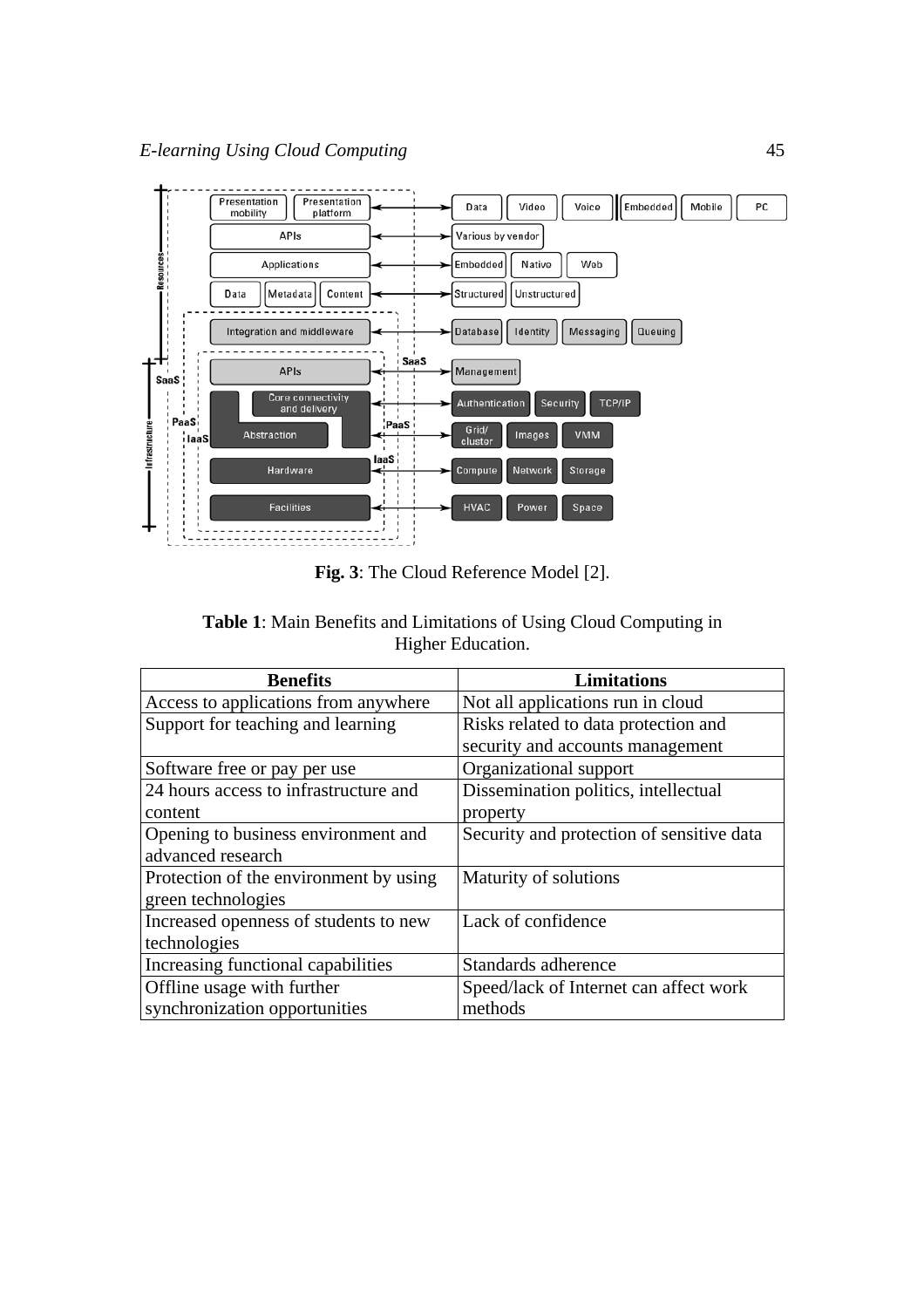**Fig. 3**: The Cloud Reference Model [2].

**Table 1**: Main Benefits and Limitations of Using Cloud Computing in Higher Education.

| Benefits | Limitations |
|---|---|
| Access to applications from anywhere | Not all applications run in cloud |
| Support for teaching and learning | Risks related to data protection and security and accounts management |
| Software free or pay per use | Organizational support |
| 24 hours access to infrastructure and content | Dissemination politics, intellectual property |
| Opening to business environment and advanced research | Security and protection of sensitive data |
| Protection of the environment by using green technologies | Maturity of solutions |
| Increased openness of students to new technologies | Lack of confidence |
| Increasing functional capabilities | Standards adherence |
| Offline usage with further synchronization opportunities | Speed/lack of Internet can affect work methods |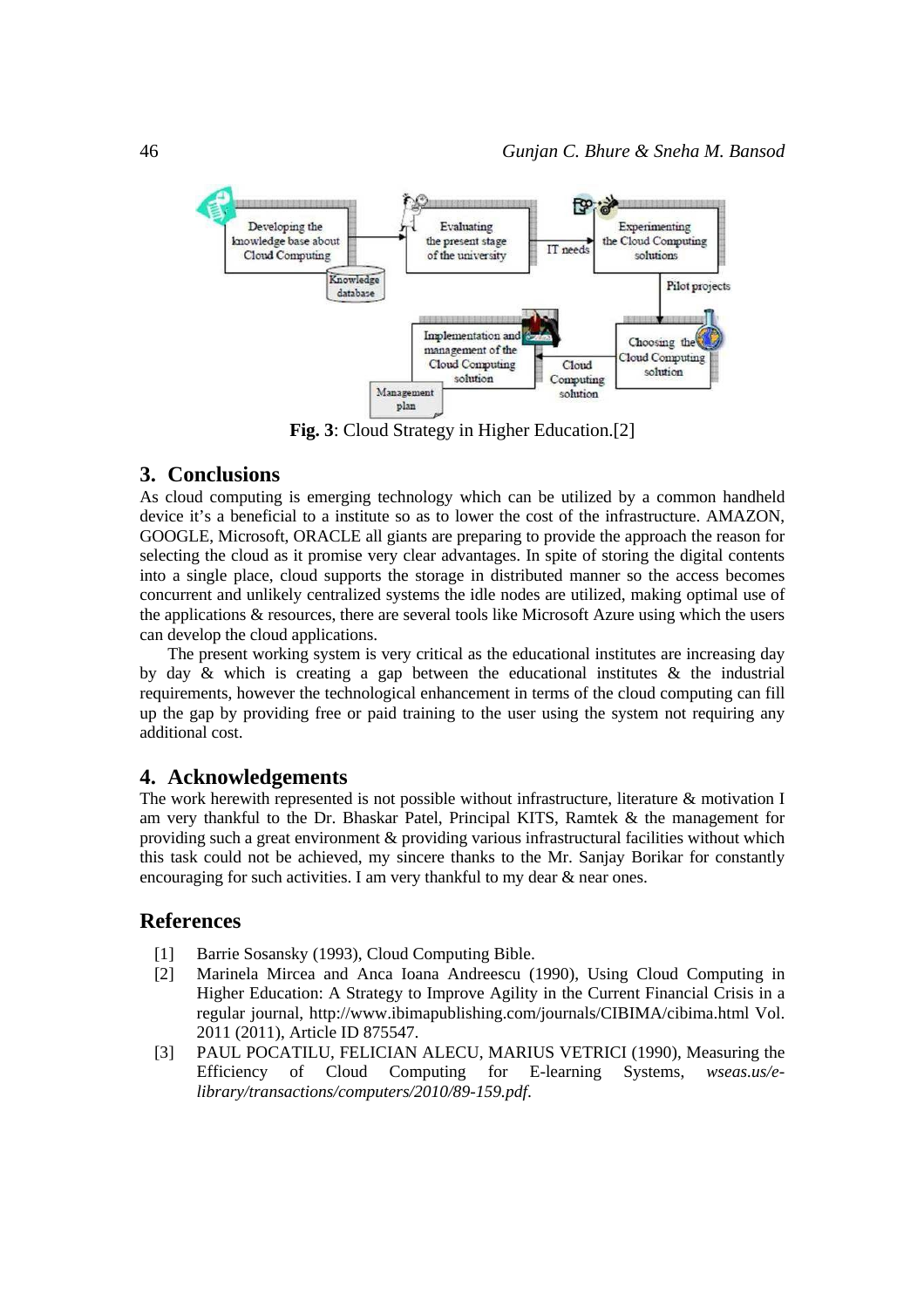Developing the knowledge base about Cloud Computing

Knowledge database

Evaluating the present stage of the university

IT needs

Experimenting the Cloud Computing solutions

Pilot projects

Choosing the Cloud Computing solution

Cloud Computing solution

Implementation and management of the Cloud Computing solution

Management plan

**Fig. 3**: Cloud Strategy in Higher Education.[2]

## 3. Conclusions

As cloud computing is emerging technology which can be utilized by a common handheld device it's a beneficial to a institute so as to lower the cost of the infrastructure. AMAZON, GOOGLE, Microsoft, ORACLE all giants are preparing to provide the approach the reason for selecting the cloud as it promise very clear advantages. In spite of storing the digital contents into a single place, cloud supports the storage in distributed manner so the access becomes concurrent and unlikely centralized systems the idle nodes are utilized, making optimal use of the applications & resources, there are several tools like Microsoft Azure using which the users can develop the cloud applications.

The present working system is very critical as the educational institutes are increasing day by day & which is creating a gap between the educational institutes & the industrial requirements, however the technological enhancement in terms of the cloud computing can fill up the gap by providing free or paid training to the user using the system not requiring any additional cost.

## 4. Acknowledgements

The work herewith represented is not possible without infrastructure, literature & motivation I am very thankful to the Dr. Bhaskar Patel, Principal KITS, Ramtek & the management for providing such a great environment & providing various infrastructural facilities without which this task could not be achieved, my sincere thanks to the Mr. Sanjay Borikar for constantly encouraging for such activities. I am very thankful to my dear & near ones.

## References

[1] Barrie Sosansky (1993), Cloud Computing Bible.

[2] Marinela Mircea and Anca Ioana Andreescu (1990), Using Cloud Computing in Higher Education: A Strategy to Improve Agility in the Current Financial Crisis in a regular journal, http://www.ibimapublishing.com/journals/CIBIMA/cibima.html Vol. 2011 (2011), Article ID 875547.

[3] PAUL POCATILU, FELICIAN ALECU, MARIUS VETRICI (1990), Measuring the Efficiency of Cloud Computing for E-learning Systems, *wseas.us/e-library/transactions/computers/2010/89-159.pdf*.